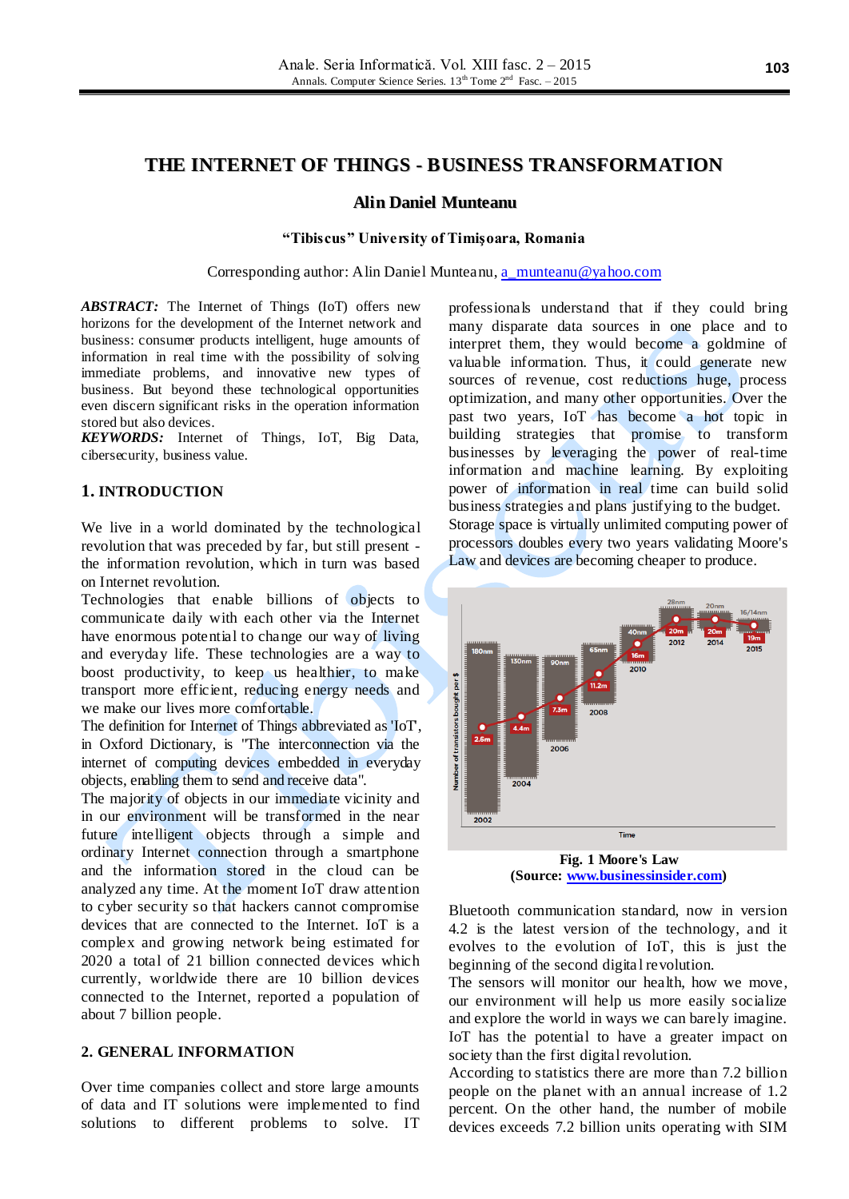# THE INTERNET OF THINGS - BUSINESS TRANSFORMATION

**Alin Daniel Munteanu**

**"Tibiscus" University of Timişoara, Romania**

Corresponding author: Alin Daniel Munteanu, a_munteanu@yahoo.com

***ABSTRACT:*** The Internet of Things (IoT) offers new horizons for the development of the Internet network and business: consumer products intelligent, huge amounts of information in real time with the possibility of solving immediate problems, and innovative new types of business. But beyond these technological opportunities even discern significant risks in the operation information stored but also devices.

***KEYWORDS:*** Internet of Things, IoT, Big Data, cibersecurity, business value.

## 1. INTRODUCTION

We live in a world dominated by the technological revolution that was preceded by far, but still present - the information revolution, which in turn was based on Internet revolution.

Technologies that enable billions of objects to communicate daily with each other via the Internet have enormous potential to change our way of living and everyday life. These technologies are a way to boost productivity, to keep us healthier, to make transport more efficient, reducing energy needs and we make our lives more comfortable.

The definition for Internet of Things abbreviated as 'IoT', in Oxford Dictionary, is "The interconnection via the internet of computing devices embedded in everyday objects, enabling them to send and receive data".

The majority of objects in our immediate vicinity and in our environment will be transformed in the near future intelligent objects through a simple and ordinary Internet connection through a smartphone and the information stored in the cloud can be analyzed any time. At the moment IoT draw attention to cyber security so that hackers cannot compromise devices that are connected to the Internet. IoT is a complex and growing network being estimated for 2020 a total of 21 billion connected devices which currently, worldwide there are 10 billion devices connected to the Internet, reported a population of about 7 billion people.

## 2. GENERAL INFORMATION

Over time companies collect and store large amounts of data and IT solutions were implemented to find solutions to different problems to solve. IT professionals understand that if they could bring many disparate data sources in one place and to interpret them, they would become a goldmine of valuable information. Thus, it could generate new sources of revenue, cost reductions huge, process optimization, and many other opportunities. Over the past two years, IoT has become a hot topic in building strategies that promise to transform businesses by leveraging the power of real-time information and machine learning. By exploiting power of information in real time can build solid business strategies and plans justifying to the budget.

Storage space is virtually unlimited computing power of processors doubles every two years validating Moore's Law and devices are becoming cheaper to produce.

**Fig. 1 Moore's Law**
**(Source: www.businessinsider.com)**

Bluetooth communication standard, now in version 4.2 is the latest version of the technology, and it evolves to the evolution of IoT, this is just the beginning of the second digital revolution.

The sensors will monitor our health, how we move, our environment will help us more easily socialize and explore the world in ways we can barely imagine. IoT has the potential to have a greater impact on society than the first digital revolution.

According to statistics there are more than 7.2 billion people on the planet with an annual increase of 1.2 percent. On the other hand, the number of mobile devices exceeds 7.2 billion units operating with SIM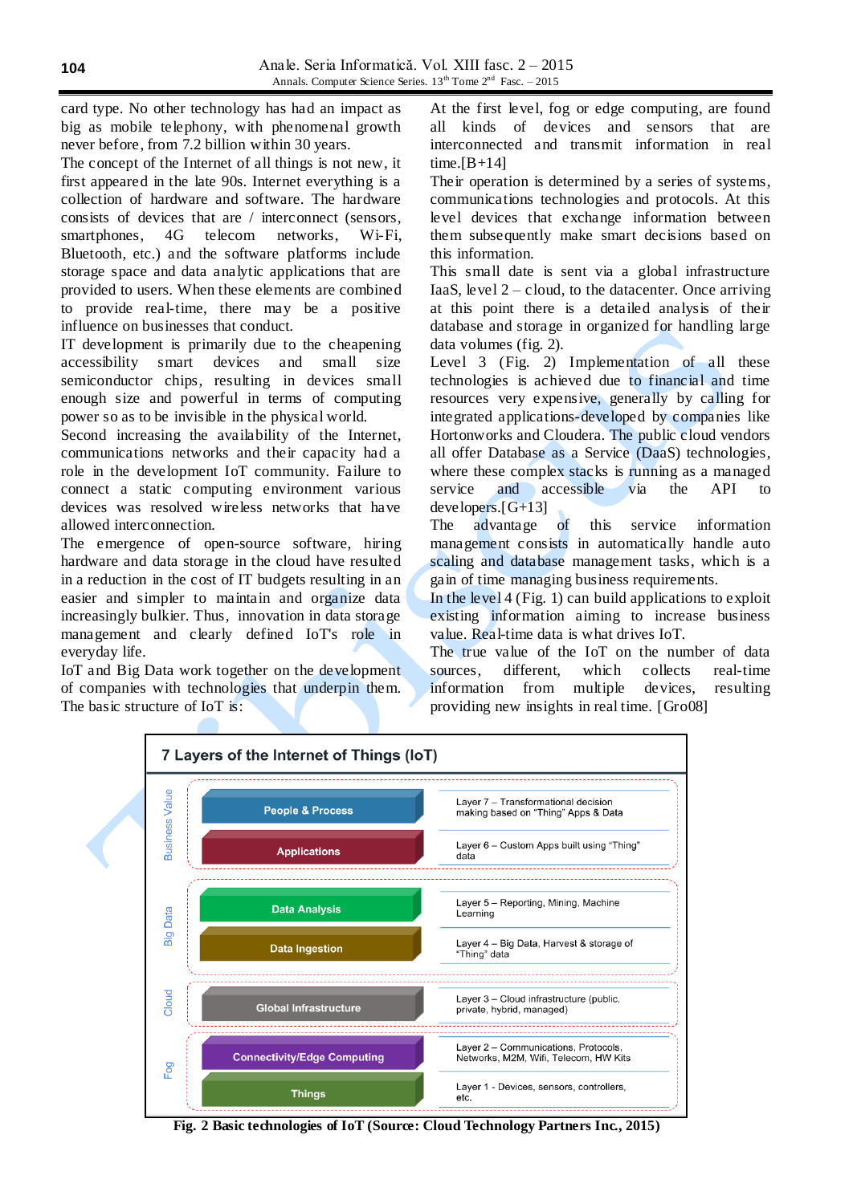card type. No other technology has had an impact as big as mobile telephony, with phenomenal growth never before, from 7.2 billion within 30 years.

The concept of the Internet of all things is not new, it first appeared in the late 90s. Internet everything is a collection of hardware and software. The hardware consists of devices that are / interconnect (sensors, smartphones, 4G telecom networks, Wi-Fi, Bluetooth, etc.) and the software platforms include storage space and data analytic applications that are provided to users. When these elements are combined to provide real-time, there may be a positive influence on businesses that conduct.

IT development is primarily due to the cheapening accessibility smart devices and small size semiconductor chips, resulting in devices small enough size and powerful in terms of computing power so as to be invisible in the physical world.

Second increasing the availability of the Internet, communications networks and their capacity had a role in the development IoT community. Failure to connect a static computing environment various devices was resolved wireless networks that have allowed interconnection.

The emergence of open-source software, hiring hardware and data storage in the cloud have resulted in a reduction in the cost of IT budgets resulting in an easier and simpler to maintain and organize data increasingly bulkier. Thus, innovation in data storage management and clearly defined IoT's role in everyday life.

IoT and Big Data work together on the development of companies with technologies that underpin them. The basic structure of IoT is:

At the first level, fog or edge computing, are found all kinds of devices and sensors that are interconnected and transmit information in real time.[B+14]

Their operation is determined by a series of systems, communications technologies and protocols. At this level devices that exchange information between them subsequently make smart decisions based on this information.

This small date is sent via a global infrastructure IaaS, level 2 – cloud, to the datacenter. Once arriving at this point there is a detailed analysis of their database and storage in organized for handling large data volumes (fig. 2).

Level 3 (Fig. 2) Implementation of all these technologies is achieved due to financial and time resources very expensive, generally by calling for integrated applications-developed by companies like Hortonworks and Cloudera. The public cloud vendors all offer Database as a Service (DaaS) technologies, where these complex stacks is running as a managed service and accessible via the API to developers.[G+13]

The advantage of this service information management consists in automatically handle auto scaling and database management tasks, which is a gain of time managing business requirements.

In the level 4 (Fig. 1) can build applications to exploit existing information aiming to increase business value. Real-time data is what drives IoT.

The true value of the IoT on the number of data sources, different, which collects real-time information from multiple devices, resulting providing new insights in real time. [Gro08]

**7 Layers of the Internet of Things (IoT)**

| Group | Component | Layer |
|---|---|---|
| Business Value | People & Process | Layer 7 – Transformational decision making based on "Thing" Apps & Data |
| | Applications | Layer 6 – Custom Apps built using "Thing" data |
| Big Data | Data Analysis | Layer 5 – Reporting, Mining, Machine Learning |
| | Data Ingestion | Layer 4 – Big Data, Harvest & storage of "Thing" data |
| Cloud | Global Infrastructure | Layer 3 – Cloud infrastructure (public, private, hybrid, managed) |
| Fog | Connectivity/Edge Computing | Layer 2 – Communications, Protocols, Networks, M2M, Wifi, Telecom, HW Kits |
| | Things | Layer 1 - Devices, sensors, controllers, etc. |

**Fig. 2 Basic technologies of IoT (Source: Cloud Technology Partners Inc., 2015)**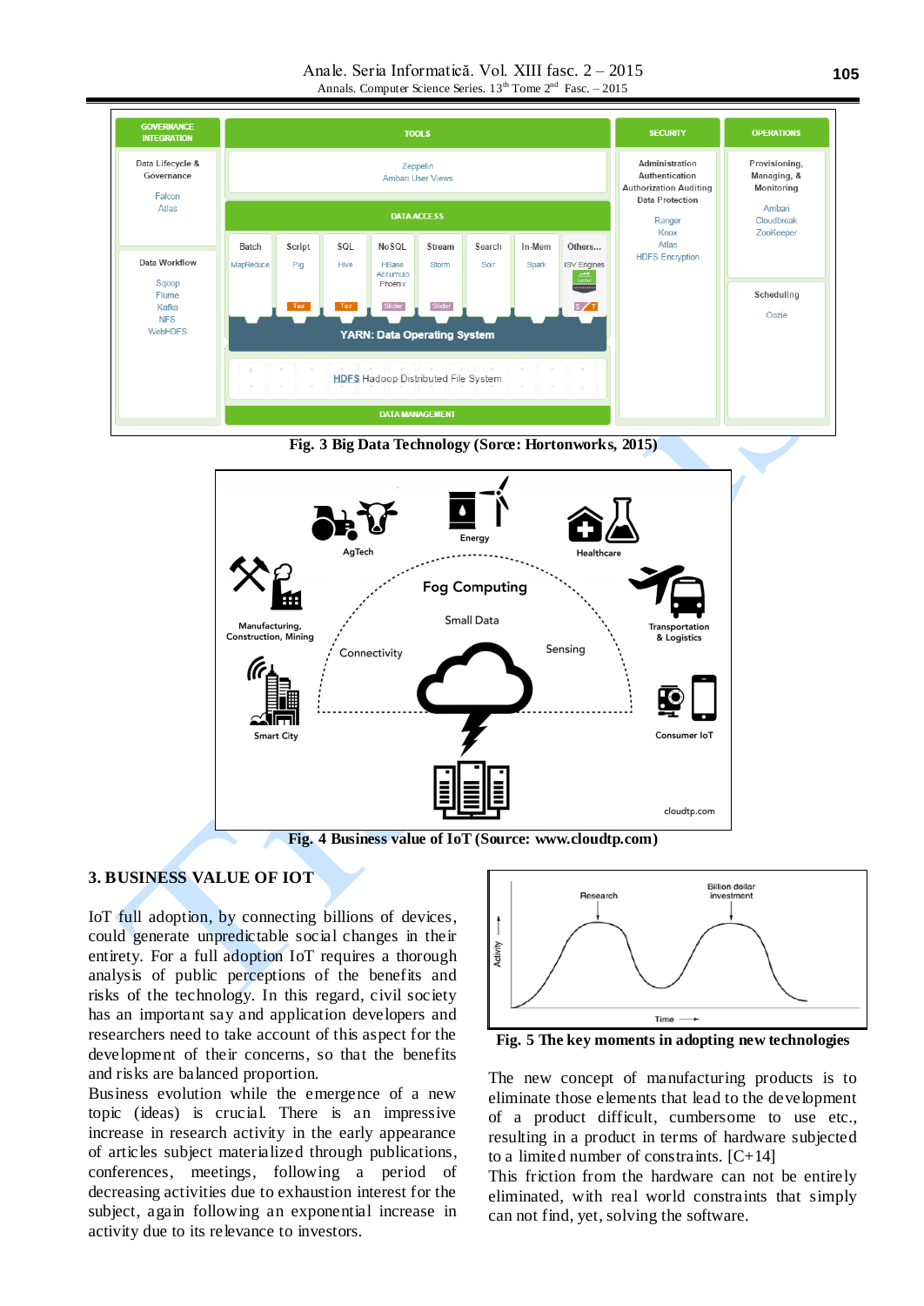Fig. 3 Big Data Technology (Sorce: Hortonworks, 2015)

Fig. 4 Business value of IoT (Source: www.cloudtp.com)

## 3. BUSINESS VALUE OF IOT

IoT full adoption, by connecting billions of devices, could generate unpredictable social changes in their entirety. For a full adoption IoT requires a thorough analysis of public perceptions of the benefits and risks of the technology. In this regard, civil society has an important say and application developers and researchers need to take account of this aspect for the development of their concerns, so that the benefits and risks are balanced proportion.

Business evolution while the emergence of a new topic (ideas) is crucial. There is an impressive increase in research activity in the early appearance of articles subject materialized through publications, conferences, meetings, following a period of decreasing activities due to exhaustion interest for the subject, again following an exponential increase in activity due to its relevance to investors.

Fig. 5 The key moments in adopting new technologies

The new concept of manufacturing products is to eliminate those elements that lead to the development of a product difficult, cumbersome to use etc., resulting in a product in terms of hardware subjected to a limited number of constraints. [C+14]

This friction from the hardware can not be entirely eliminated, with real world constraints that simply can not find, yet, solving the software.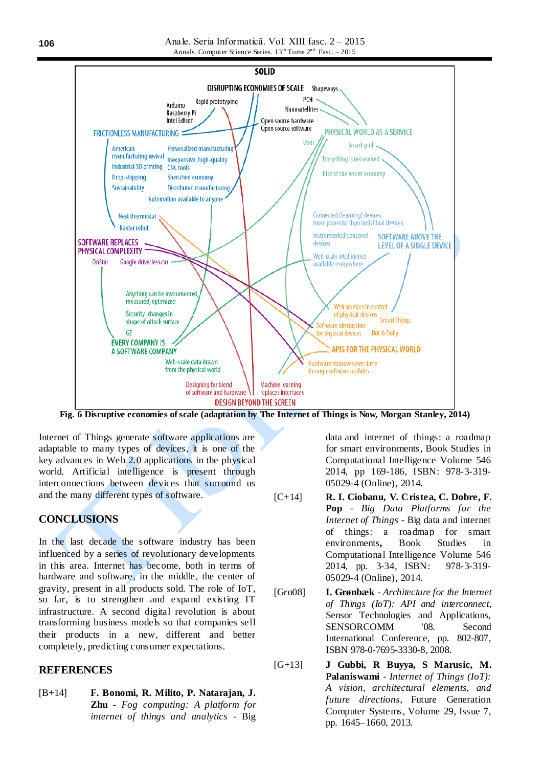SOLID

DISRUPTING ECONOMIES OF SCALE

Shapeways

PCH

Nanosatellites

Arduino
Raspberry Pi
Intel Edison

Rapid prototyping

Open source hardware
Open source software

FRICTIONLESS MANUFACTURING

PHYSICAL WORLD AS A SERVICE

Uber

Smart grid

Everything is networked

Rise of the renter economy

American manufacturing revival

Industrial 3D printing

Drop-shipping

Sustainability

Personalized manufacturing

Inexpensive, high-quality CNC tools

Shenzhen economy

Distributed manufacturing

Automation available to anyone

Nest thermostat

Baxter robot

Connected (learning) devices more powerful than individual devices

Instrumented/sensored devices

SOFTWARE ABOVE THE LEVEL OF A SINGLE DEVICE

Web-scale intelligence available everywhere

SOFTWARE REPLACES PHYSICAL COMPLEXITY

OnStar

Google driverless car

Anything can be instrumented, measured, optimized

Security: changes in shape of attack surface

GE

EVERY COMPANY IS A SOFTWARE COMPANY

Web services in control of physical devices

Software abstraction for physical devices

Smart Things

Bot & Dolly

APIS FOR THE PHYSICAL WORLD

Web-scale data drawn from the physical world

Hardware improves over time through software updates

Designing for blend of software and hardware

Machine learning replaces interfaces

DESIGN BEYOND THE SCREEN

**Fig. 6 Disruptive economies of scale (adaptation by The Internet of Things is Now, Morgan Stanley, 2014)**

Internet of Things generate software applications are adaptable to many types of devices, it is one of the key advances in Web 2.0 applications in the physical world. Artificial intelligence is present through interconnections between devices that surround us and the many different types of software.

## CONCLUSIONS

In the last decade the software industry has been influenced by a series of revolutionary developments in this area. Internet has become, both in terms of hardware and software, in the middle, the center of gravity, present in all products sold. The role of IoT, so far, is to strengthen and expand existing IT infrastructure. A second digital revolution is about transforming business models so that companies sell their products in a new, different and better completely, predicting consumer expectations.

## REFERENCES

[B+14] **F. Bonomi, R. Milito, P. Natarajan, J. Zhu** - *Fog computing: A platform for internet of things and analytics* - Big data and internet of things: a roadmap for smart environments, Book Studies in Computational Intelligence Volume 546 2014, pp 169-186, ISBN: 978-3-319-05029-4 (Online), 2014.

[C+14] **R. I. Ciobanu, V. Cristea, C. Dobre, F. Pop** - *Big Data Platforms for the Internet of Things* - Big data and internet of things: a roadmap for smart environments, Book Studies in Computational Intelligence Volume 546 2014, pp. 3-34, ISBN: 978-3-319-05029-4 (Online), 2014.

[Gro08] **I. Grønbæk** - *Architecture for the Internet of Things (IoT): API and interconnect*, Sensor Technologies and Applications, SENSORCOMM '08. Second International Conference, pp. 802-807, ISBN 978-0-7695-3330-8, 2008.

[G+13] **J Gubbi, R Buyya, S Marusic, M. Palaniswami** - *Internet of Things (IoT): A vision, architectural elements, and future directions*, Future Generation Computer Systems, Volume 29, Issue 7, pp. 1645–1660, 2013.